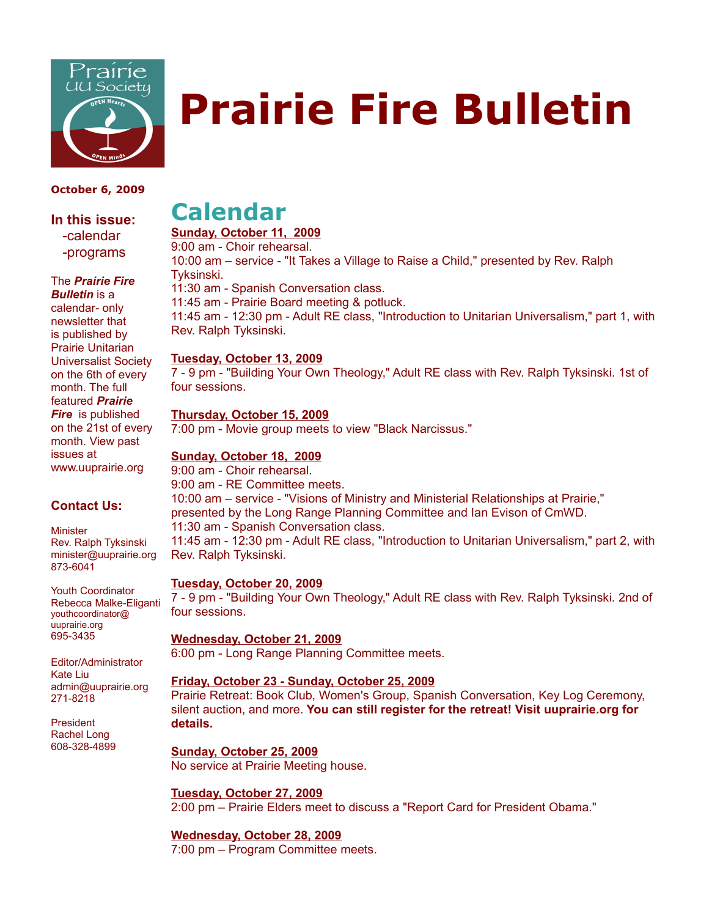# Prairie Fire Bulletin

**October 6, 2009**

### In this issue:
- calendar
- programs

The ***Prairie Fire Bulletin*** is a calendar- only newsletter that is published by Prairie Unitarian Universalist Society on the 6th of every month. The full featured ***Prairie Fire*** is published on the 21st of every month. View past issues at www.uuprairie.org

### Contact Us:

Minister
Rev. Ralph Tyksinski
minister@uuprairie.org
873-6041

Youth Coordinator
Rebecca Malke-Eliganti
youthcoordinator@uuprairie.org
695-3435

Editor/Administrator
Kate Liu
admin@uuprairie.org
271-8218

President
Rachel Long
608-328-4899

## Calendar

**Sunday, October 11, 2009**
9:00 am - Choir rehearsal.
10:00 am – service - "It Takes a Village to Raise a Child," presented by Rev. Ralph Tyksinski.
11:30 am - Spanish Conversation class.
11:45 am - Prairie Board meeting & potluck.
11:45 am - 12:30 pm - Adult RE class, "Introduction to Unitarian Universalism," part 1, with Rev. Ralph Tyksinski.

**Tuesday, October 13, 2009**
7 - 9 pm - "Building Your Own Theology," Adult RE class with Rev. Ralph Tyksinski. 1st of four sessions.

**Thursday, October 15, 2009**
7:00 pm - Movie group meets to view "Black Narcissus."

**Sunday, October 18, 2009**
9:00 am - Choir rehearsal.
9:00 am - RE Committee meets.
10:00 am – service - "Visions of Ministry and Ministerial Relationships at Prairie," presented by the Long Range Planning Committee and Ian Evison of CmWD.
11:30 am - Spanish Conversation class.
11:45 am - 12:30 pm - Adult RE class, "Introduction to Unitarian Universalism," part 2, with Rev. Ralph Tyksinski.

**Tuesday, October 20, 2009**
7 - 9 pm - "Building Your Own Theology," Adult RE class with Rev. Ralph Tyksinski. 2nd of four sessions.

**Wednesday, October 21, 2009**
6:00 pm - Long Range Planning Committee meets.

**Friday, October 23 - Sunday, October 25, 2009**
Prairie Retreat: Book Club, Women's Group, Spanish Conversation, Key Log Ceremony, silent auction, and more. **You can still register for the retreat! Visit uuprairie.org for details.**

**Sunday, October 25, 2009**
No service at Prairie Meeting house.

**Tuesday, October 27, 2009**
2:00 pm – Prairie Elders meet to discuss a "Report Card for President Obama."

**Wednesday, October 28, 2009**
7:00 pm – Program Committee meets.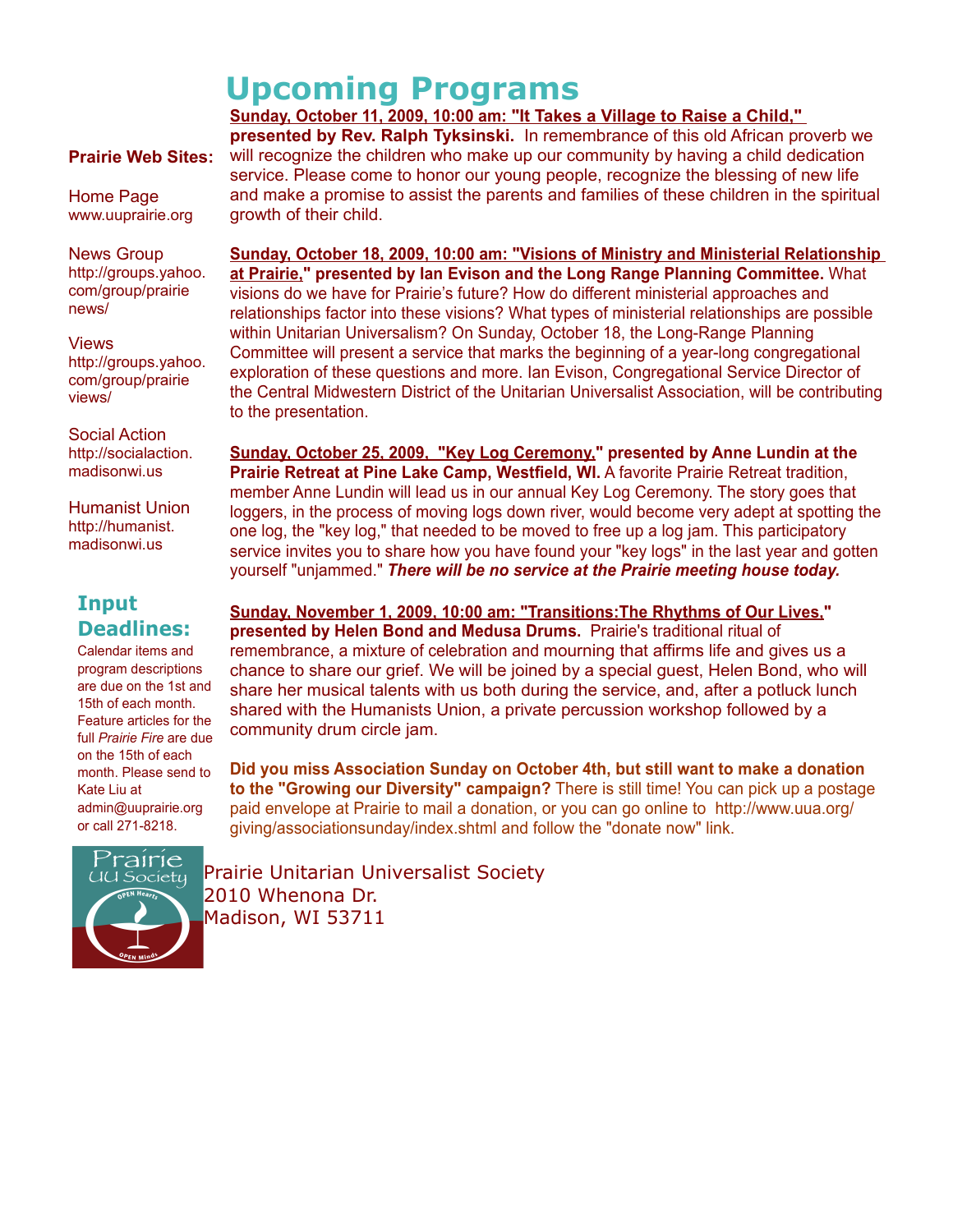# Upcoming Programs

**Prairie Web Sites:**

Home Page
www.uuprairie.org

News Group
http://groups.yahoo.com/group/prairienews/

Views
http://groups.yahoo.com/group/prairieviews/

Social Action
http://socialaction.madisonwi.us

Humanist Union
http://humanist.madisonwi.us

## Input Deadlines:

Calendar items and program descriptions are due on the 1st and 15th of each month. Feature articles for the full *Prairie Fire* are due on the 15th of each month. Please send to Kate Liu at admin@uuprairie.org or call 271-8218.

**Sunday, October 11, 2009, 10:00 am: "It Takes a Village to Raise a Child," presented by Rev. Ralph Tyksinski.** In remembrance of this old African proverb we will recognize the children who make up our community by having a child dedication service. Please come to honor our young people, recognize the blessing of new life and make a promise to assist the parents and families of these children in the spiritual growth of their child.

**Sunday, October 18, 2009, 10:00 am: "Visions of Ministry and Ministerial Relationship at Prairie," presented by Ian Evison and the Long Range Planning Committee.** What visions do we have for Prairie's future? How do different ministerial approaches and relationships factor into these visions? What types of ministerial relationships are possible within Unitarian Universalism? On Sunday, October 18, the Long-Range Planning Committee will present a service that marks the beginning of a year-long congregational exploration of these questions and more. Ian Evison, Congregational Service Director of the Central Midwestern District of the Unitarian Universalist Association, will be contributing to the presentation.

**Sunday, October 25, 2009, "Key Log Ceremony," presented by Anne Lundin at the Prairie Retreat at Pine Lake Camp, Westfield, WI.** A favorite Prairie Retreat tradition, member Anne Lundin will lead us in our annual Key Log Ceremony. The story goes that loggers, in the process of moving logs down river, would become very adept at spotting the one log, the "key log," that needed to be moved to free up a log jam. This participatory service invites you to share how you have found your "key logs" in the last year and gotten yourself "unjammed." ***There will be no service at the Prairie meeting house today.***

**Sunday, November 1, 2009, 10:00 am: "Transitions:The Rhythms of Our Lives," presented by Helen Bond and Medusa Drums.** Prairie's traditional ritual of remembrance, a mixture of celebration and mourning that affirms life and gives us a chance to share our grief. We will be joined by a special guest, Helen Bond, who will share her musical talents with us both during the service, and, after a potluck lunch shared with the Humanists Union, a private percussion workshop followed by a community drum circle jam.

**Did you miss Association Sunday on October 4th, but still want to make a donation to the "Growing our Diversity" campaign?** There is still time! You can pick up a postage paid envelope at Prairie to mail a donation, or you can go online to http://www.uua.org/giving/associationsunday/index.shtml and follow the "donate now" link.

Prairie UU Society

Prairie Unitarian Universalist Society
2010 Whenona Dr.
Madison, WI 53711